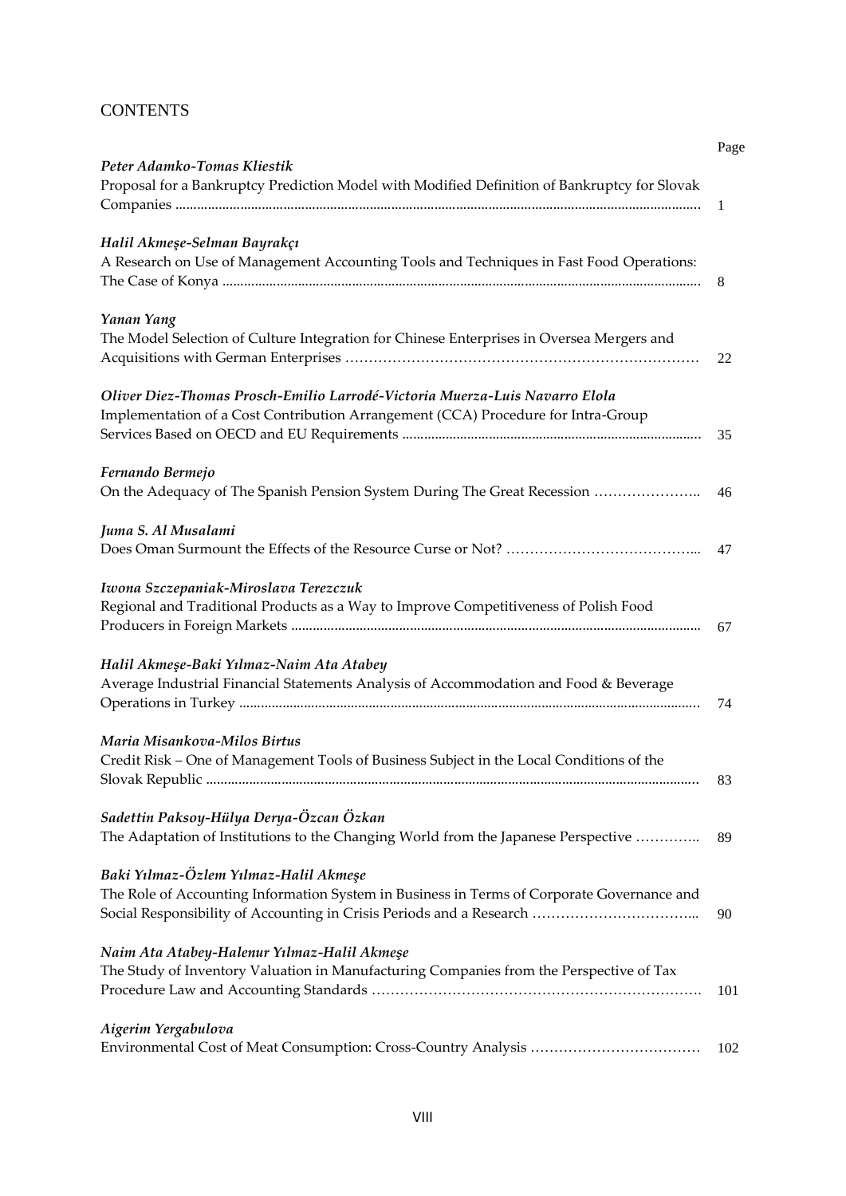# CONTENTS

| | Page |
|---|---|
| *Peter Adamko-Tomas Kliestik* Proposal for a Bankruptcy Prediction Model with Modified Definition of Bankruptcy for Slovak Companies | 1 |
| *Halil Akmeşe-Selman Bayrakçı* A Research on Use of Management Accounting Tools and Techniques in Fast Food Operations: The Case of Konya | 8 |
| *Yanan Yang* The Model Selection of Culture Integration for Chinese Enterprises in Oversea Mergers and Acquisitions with German Enterprises | 22 |
| *Oliver Diez-Thomas Prosch-Emilio Larrodé-Victoria Muerza-Luis Navarro Elola* Implementation of a Cost Contribution Arrangement (CCA) Procedure for Intra-Group Services Based on OECD and EU Requirements | 35 |
| *Fernando Bermejo* On the Adequacy of The Spanish Pension System During The Great Recession | 46 |
| *Juma S. Al Musalami* Does Oman Surmount the Effects of the Resource Curse or Not? | 47 |
| *Iwona Szczepaniak-Miroslava Terezczuk* Regional and Traditional Products as a Way to Improve Competitiveness of Polish Food Producers in Foreign Markets | 67 |
| *Halil Akmeşe-Baki Yılmaz-Naim Ata Atabey* Average Industrial Financial Statements Analysis of Accommodation and Food & Beverage Operations in Turkey | 74 |
| *Maria Misankova-Milos Birtus* Credit Risk – One of Management Tools of Business Subject in the Local Conditions of the Slovak Republic | 83 |
| *Sadettin Paksoy-Hülya Derya-Özcan Özkan* The Adaptation of Institutions to the Changing World from the Japanese Perspective | 89 |
| *Baki Yılmaz-Özlem Yılmaz-Halil Akmeşe* The Role of Accounting Information System in Business in Terms of Corporate Governance and Social Responsibility of Accounting in Crisis Periods and a Research | 90 |
| *Naim Ata Atabey-Halenur Yılmaz-Halil Akmeşe* The Study of Inventory Valuation in Manufacturing Companies from the Perspective of Tax Procedure Law and Accounting Standards | 101 |
| *Aigerim Yergabulova* Environmental Cost of Meat Consumption: Cross-Country Analysis | 102 |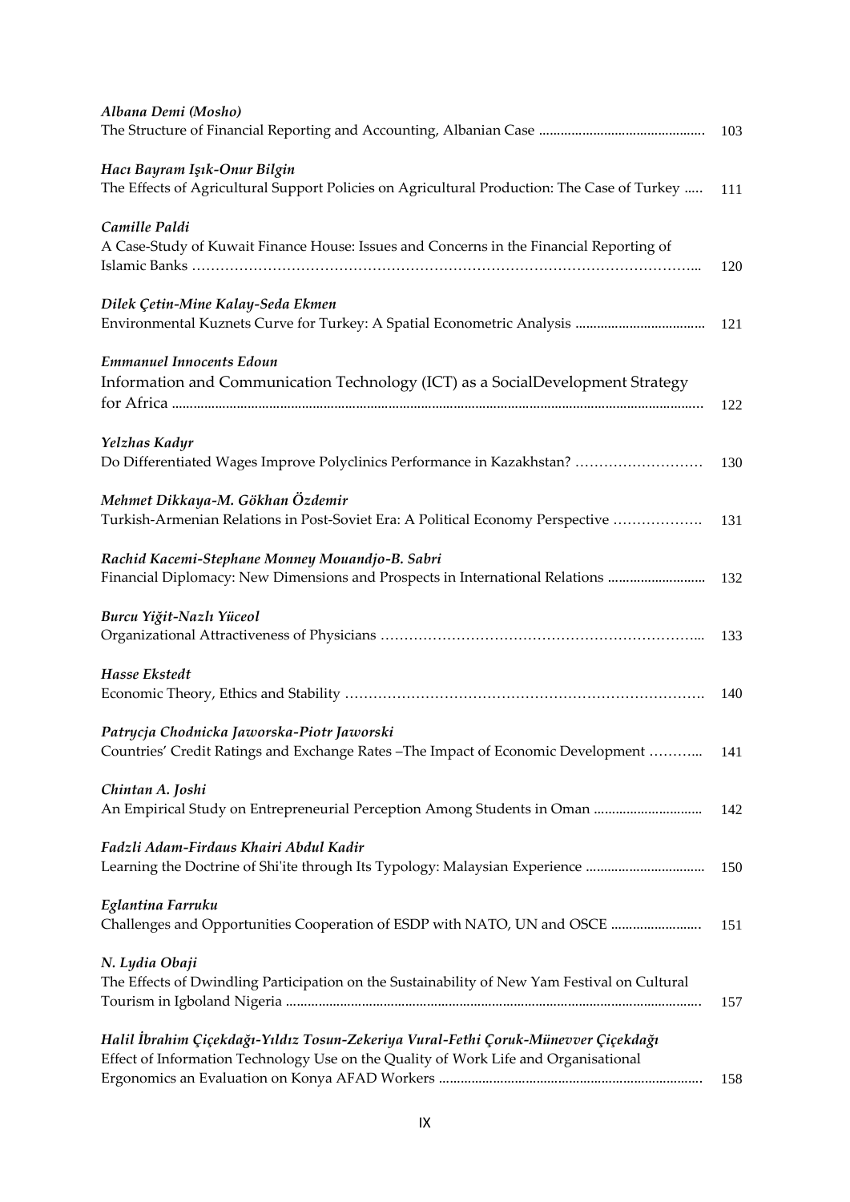*Albana Demi (Mosho)*
The Structure of Financial Reporting and Accounting, Albanian Case ............................................. 103

*Hacı Bayram Işık-Onur Bilgin*
The Effects of Agricultural Support Policies on Agricultural Production: The Case of Turkey ..... 111

*Camille Paldi*
A Case-Study of Kuwait Finance House: Issues and Concerns in the Financial Reporting of Islamic Banks …………………………………………………………………………………………... 120

*Dilek Çetin-Mine Kalay-Seda Ekmen*
Environmental Kuznets Curve for Turkey: A Spatial Econometric Analysis ................................... 121

*Emmanuel Innocents Edoun*
Information and Communication Technology (ICT) as a SocialDevelopment Strategy for Africa ................................................................................................................................................ 122

*Yelzhas Kadyr*
Do Differentiated Wages Improve Polyclinics Performance in Kazakhstan? ……………………… 130

*Mehmet Dikkaya-M. Gökhan Özdemir*
Turkish-Armenian Relations in Post-Soviet Era: A Political Economy Perspective ………………. 131

*Rachid Kacemi-Stephane Monney Mouandjo-B. Sabri*
Financial Diplomacy: New Dimensions and Prospects in International Relations .......................... 132

*Burcu Yiğit-Nazlı Yüceol*
Organizational Attractiveness of Physicians …………………………………………………………... 133

*Hasse Ekstedt*
Economic Theory, Ethics and Stability …………………………………………………………………. 140

*Patrycja Chodnicka Jaworska-Piotr Jaworski*
Countries' Credit Ratings and Exchange Rates –The Impact of Economic Development ………... 141

*Chintan A. Joshi*
An Empirical Study on Entrepreneurial Perception Among Students in Oman ............................. 142

*Fadzli Adam-Firdaus Khairi Abdul Kadir*
Learning the Doctrine of Shi'ite through Its Typology: Malaysian Experience ................................ 150

*Eglantina Farruku*
Challenges and Opportunities Cooperation of ESDP with NATO, UN and OSCE ......................... 151

*N. Lydia Obaji*
The Effects of Dwindling Participation on the Sustainability of New Yam Festival on Cultural Tourism in Igboland Nigeria ................................................................................................................ 157

*Halil İbrahim Çiçekdağı-Yıldız Tosun-Zekeriya Vural-Fethi Çoruk-Münevver Çiçekdağı*
Effect of Information Technology Use on the Quality of Work Life and Organisational Ergonomics an Evaluation on Konya AFAD Workers ........................................................................ 158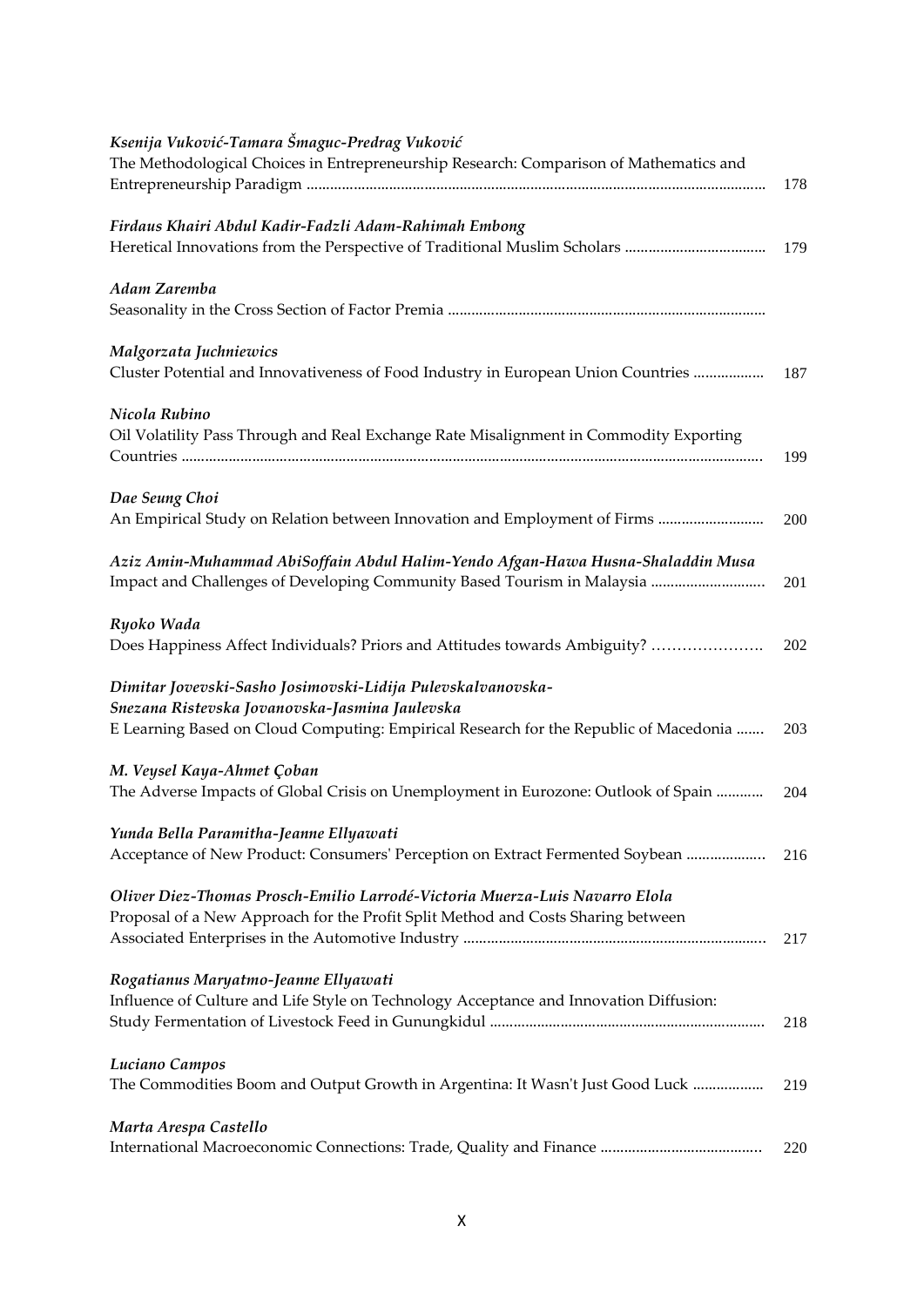*Ksenija Vuković-Tamara Šmaguc-Predrag Vuković*
The Methodological Choices in Entrepreneurship Research: Comparison of Mathematics and Entrepreneurship Paradigm .................................................................................................................... 178

*Firdaus Khairi Abdul Kadir-Fadzli Adam-Rahimah Embong*
Heretical Innovations from the Perspective of Traditional Muslim Scholars .................................... 179

*Adam Zaremba*
Seasonality in the Cross Section of Factor Premia ................................................................................

*Malgorzata Juchniewics*
Cluster Potential and Innovativeness of Food Industry in European Union Countries .................. 187

*Nicola Rubino*
Oil Volatility Pass Through and Real Exchange Rate Misalignment in Commodity Exporting Countries .................................................................................................................................................. 199

*Dae Seung Choi*
An Empirical Study on Relation between Innovation and Employment of Firms ........................... 200

*Aziz Amin-Muhammad AbiSoffain Abdul Halim-Yendo Afgan-Hawa Husna-Shaladdin Musa*
Impact and Challenges of Developing Community Based Tourism in Malaysia ............................ 201

*Ryoko Wada*
Does Happiness Affect Individuals? Priors and Attitudes towards Ambiguity? …………………. 202

*Dimitar Jovevski-Sasho Josimovski-Lidija Pulevskalvanovska-Snezana Ristevska Jovanovska-Jasmina Jaulevska*
E Learning Based on Cloud Computing: Empirical Research for the Republic of Macedonia ....... 203

*M. Veysel Kaya-Ahmet Çoban*
The Adverse Impacts of Global Crisis on Unemployment in Eurozone: Outlook of Spain ............ 204

*Yunda Bella Paramitha-Jeanne Ellyawati*
Acceptance of New Product: Consumers' Perception on Extract Fermented Soybean .................... 216

*Oliver Diez-Thomas Prosch-Emilio Larrodé-Victoria Muerza-Luis Navarro Elola*
Proposal of a New Approach for the Profit Split Method and Costs Sharing between Associated Enterprises in the Automotive Industry ............................................................................ 217

*Rogatianus Maryatmo-Jeanne Ellyawati*
Influence of Culture and Life Style on Technology Acceptance and Innovation Diffusion: Study Fermentation of Livestock Feed in Gunungkidul ...................................................................... 218

*Luciano Campos*
The Commodities Boom and Output Growth in Argentina: It Wasn't Just Good Luck .................. 219

*Marta Arespa Castello*
International Macroeconomic Connections: Trade, Quality and Finance ......................................... 220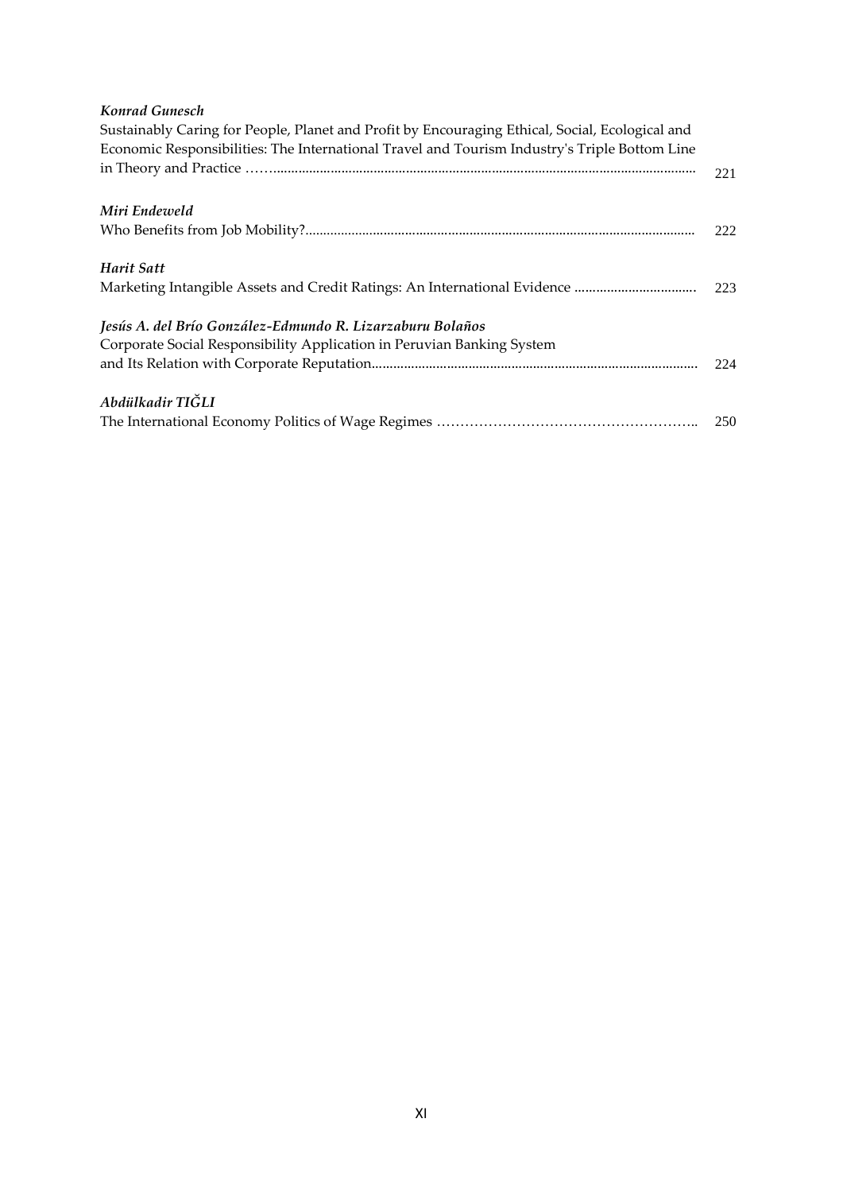*Konrad Gunesch*
Sustainably Caring for People, Planet and Profit by Encouraging Ethical, Social, Ecological and Economic Responsibilities: The International Travel and Tourism Industry's Triple Bottom Line in Theory and Practice ........................................................................................................ 221

*Miri Endeweld*
Who Benefits from Job Mobility?............................................................................................................ 222

*Harit Satt*
Marketing Intangible Assets and Credit Ratings: An International Evidence .................................. 223

*Jesús A. del Brío González-Edmundo R. Lizarzaburu Bolaños*
Corporate Social Responsibility Application in Peruvian Banking System and Its Relation with Corporate Reputation.......................................................................................... 224

*Abdülkadir TIĞLI*
The International Economy Politics of Wage Regimes ……………………………………………….. 250